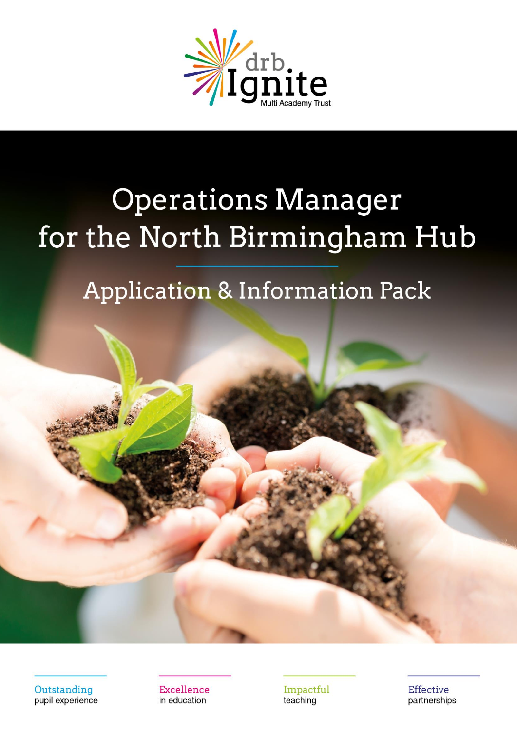drb Ignite Multi Academy Trust

# Operations Manager for the North Birmingham Hub

## Application & Information Pack

Outstanding pupil experience

Excellence in education

Impactful teaching

Effective partnerships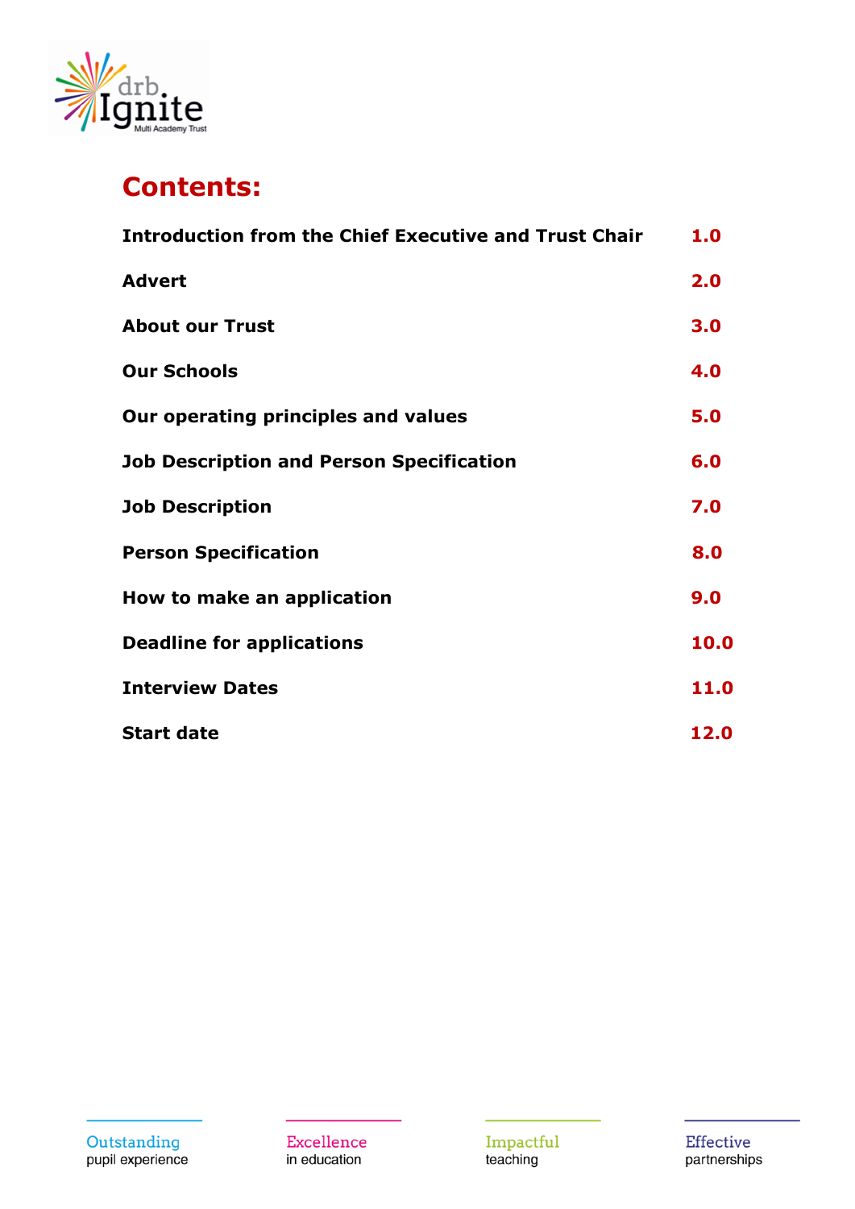## Contents:

| | |
|---|---|
| **Introduction from the Chief Executive and Trust Chair** | **1.0** |
| **Advert** | **2.0** |
| **About our Trust** | **3.0** |
| **Our Schools** | **4.0** |
| **Our operating principles and values** | **5.0** |
| **Job Description and Person Specification** | **6.0** |
| **Job Description** | **7.0** |
| **Person Specification** | **8.0** |
| **How to make an application** | **9.0** |
| **Deadline for applications** | **10.0** |
| **Interview Dates** | **11.0** |
| **Start date** | **12.0** |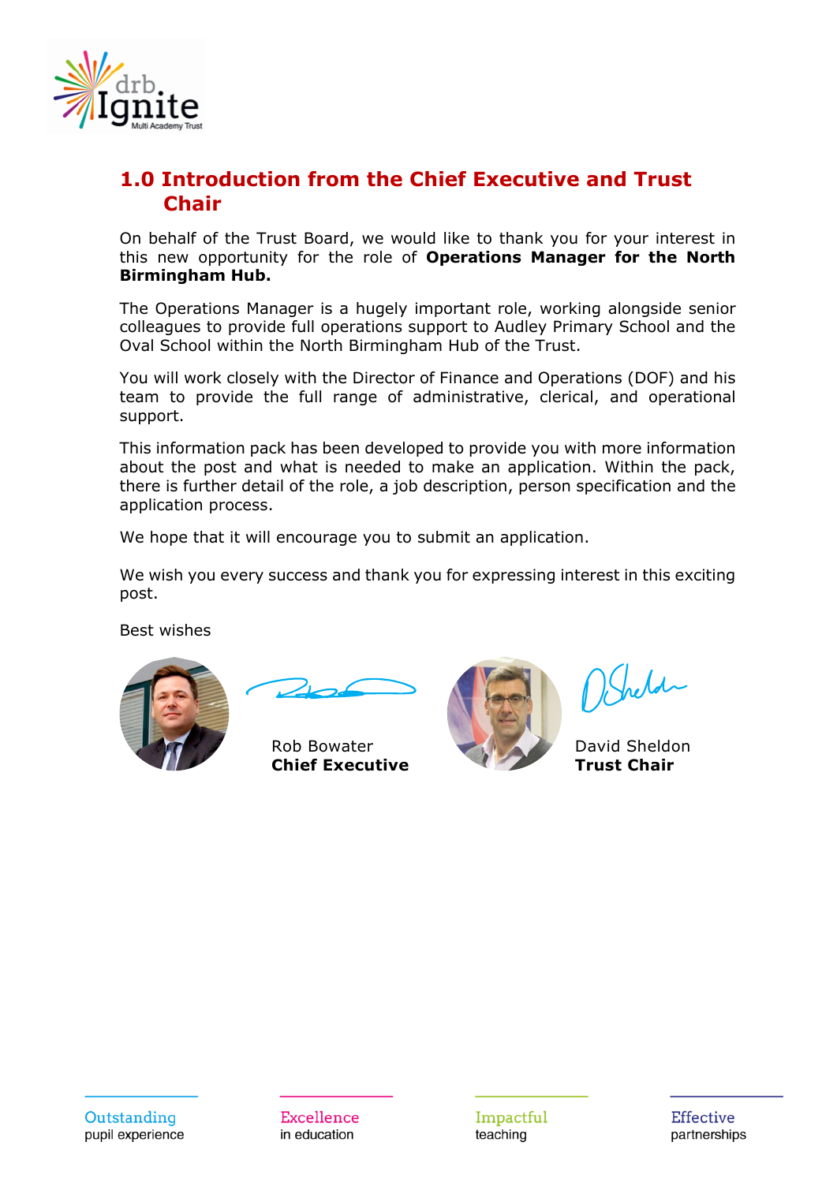## 1.0 Introduction from the Chief Executive and Trust Chair

On behalf of the Trust Board, we would like to thank you for your interest in this new opportunity for the role of **Operations Manager for the North Birmingham Hub.**

The Operations Manager is a hugely important role, working alongside senior colleagues to provide full operations support to Audley Primary School and the Oval School within the North Birmingham Hub of the Trust.

You will work closely with the Director of Finance and Operations (DOF) and his team to provide the full range of administrative, clerical, and operational support.

This information pack has been developed to provide you with more information about the post and what is needed to make an application. Within the pack, there is further detail of the role, a job description, person specification and the application process.

We hope that it will encourage you to submit an application.

We wish you every success and thank you for expressing interest in this exciting post.

Best wishes

Rob Bowater
**Chief Executive**

David Sheldon
**Trust Chair**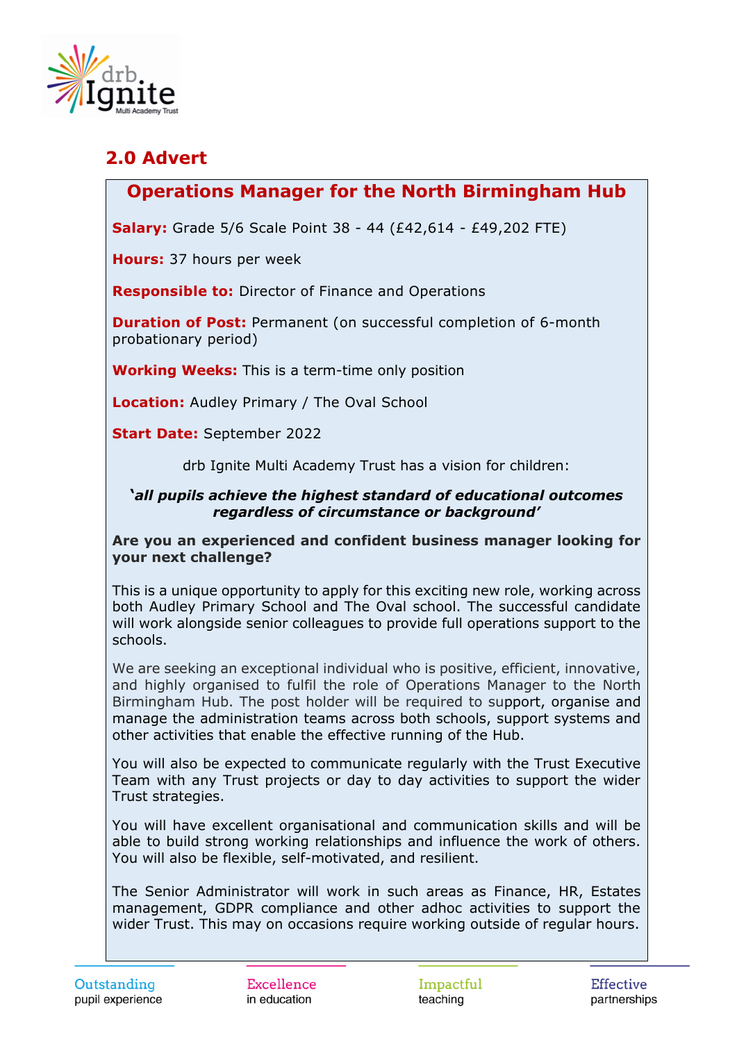## 2.0 Advert

### Operations Manager for the North Birmingham Hub

**Salary:** Grade 5/6 Scale Point 38 - 44 (£42,614 - £49,202 FTE)

**Hours:** 37 hours per week

**Responsible to:** Director of Finance and Operations

**Duration of Post:** Permanent (on successful completion of 6-month probationary period)

**Working Weeks:** This is a term-time only position

**Location:** Audley Primary / The Oval School

**Start Date:** September 2022

drb Ignite Multi Academy Trust has a vision for children:

***'all pupils achieve the highest standard of educational outcomes regardless of circumstance or background'***

**Are you an experienced and confident business manager looking for your next challenge?**

This is a unique opportunity to apply for this exciting new role, working across both Audley Primary School and The Oval school. The successful candidate will work alongside senior colleagues to provide full operations support to the schools.

We are seeking an exceptional individual who is positive, efficient, innovative, and highly organised to fulfil the role of Operations Manager to the North Birmingham Hub. The post holder will be required to support, organise and manage the administration teams across both schools, support systems and other activities that enable the effective running of the Hub.

You will also be expected to communicate regularly with the Trust Executive Team with any Trust projects or day to day activities to support the wider Trust strategies.

You will have excellent organisational and communication skills and will be able to build strong working relationships and influence the work of others. You will also be flexible, self-motivated, and resilient.

The Senior Administrator will work in such areas as Finance, HR, Estates management, GDPR compliance and other adhoc activities to support the wider Trust. This may on occasions require working outside of regular hours.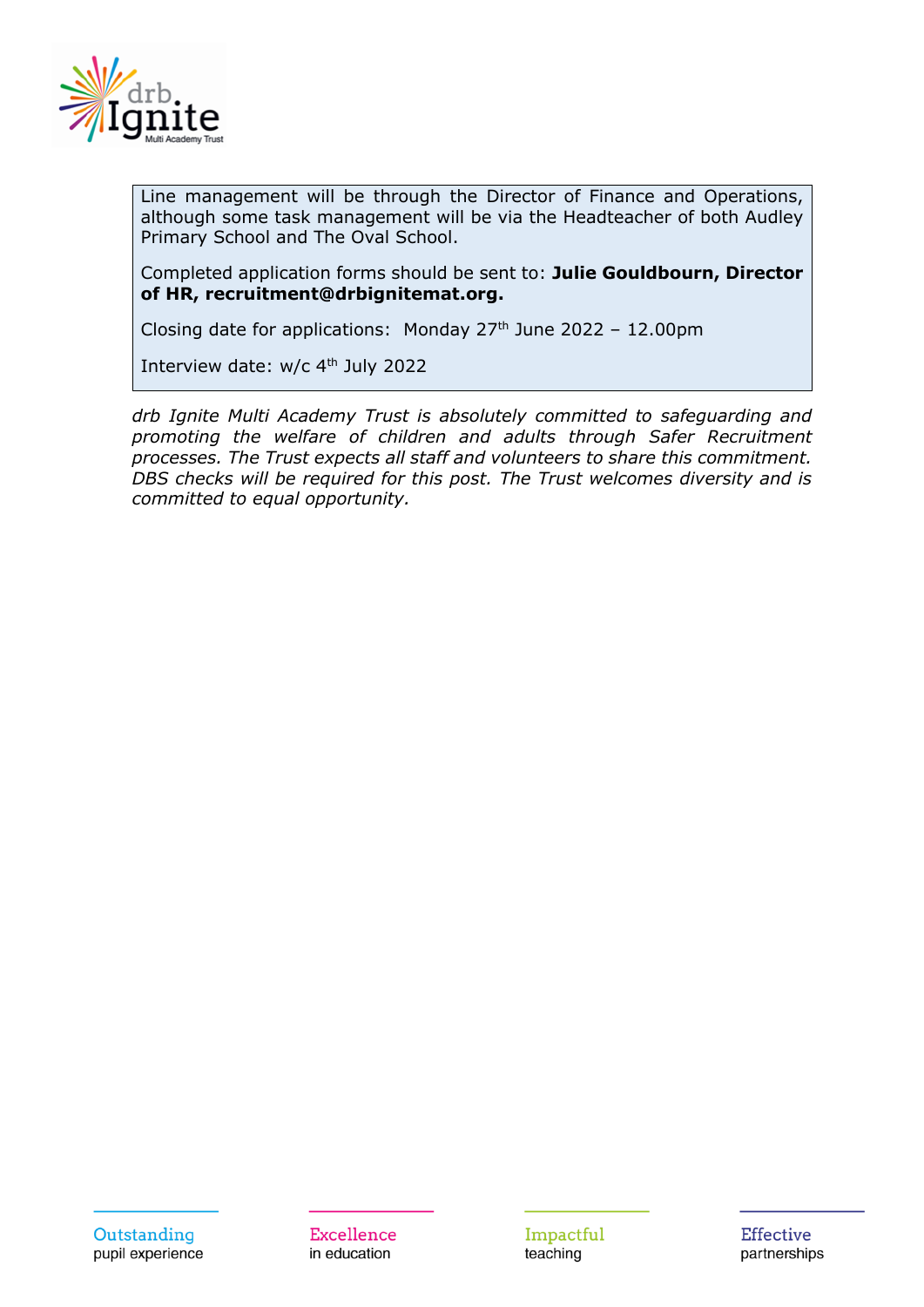Line management will be through the Director of Finance and Operations, although some task management will be via the Headteacher of both Audley Primary School and The Oval School.

Completed application forms should be sent to: **Julie Gouldbourn, Director of HR, recruitment@drbignitemat.org.**

Closing date for applications: Monday 27th June 2022 – 12.00pm

Interview date: w/c 4th July 2022

*drb Ignite Multi Academy Trust is absolutely committed to safeguarding and promoting the welfare of children and adults through Safer Recruitment processes. The Trust expects all staff and volunteers to share this commitment. DBS checks will be required for this post. The Trust welcomes diversity and is committed to equal opportunity.*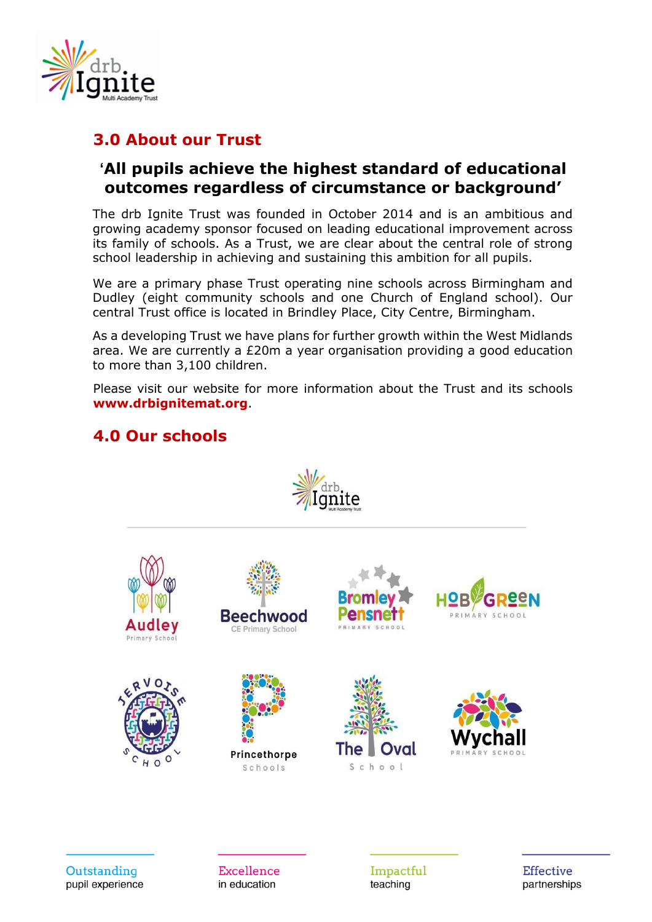## 3.0 About our Trust

### 'All pupils achieve the highest standard of educational outcomes regardless of circumstance or background'

The drb Ignite Trust was founded in October 2014 and is an ambitious and growing academy sponsor focused on leading educational improvement across its family of schools. As a Trust, we are clear about the central role of strong school leadership in achieving and sustaining this ambition for all pupils.

We are a primary phase Trust operating nine schools across Birmingham and Dudley (eight community schools and one Church of England school). Our central Trust office is located in Brindley Place, City Centre, Birmingham.

As a developing Trust we have plans for further growth within the West Midlands area. We are currently a £20m a year organisation providing a good education to more than 3,100 children.

Please visit our website for more information about the Trust and its schools **www.drbignitemat.org**.

## 4.0 Our schools

Audley Primary School

Beechwood CE Primary School

Bromley Pensnett Primary School

Hob Green Primary School

Jervoise School

Princethorpe Schools

The Oval School

Wychall Primary School

Outstanding pupil experience

Excellence in education

Impactful teaching

Effective partnerships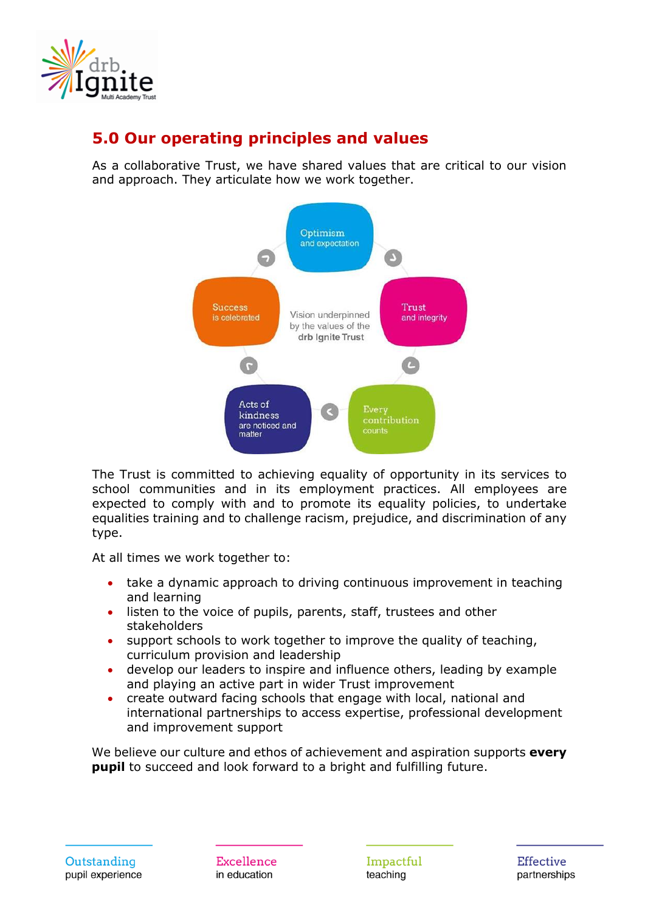## 5.0 Our operating principles and values

As a collaborative Trust, we have shared values that are critical to our vision and approach. They articulate how we work together.

Vision underpinned by the values of the drb Ignite Trust

- Optimism and expectation
- Trust and integrity
- Every contribution counts
- Acts of kindness are noticed and matter
- Success is celebrated

The Trust is committed to achieving equality of opportunity in its services to school communities and in its employment practices. All employees are expected to comply with and to promote its equality policies, to undertake equalities training and to challenge racism, prejudice, and discrimination of any type.

At all times we work together to:

- take a dynamic approach to driving continuous improvement in teaching and learning
- listen to the voice of pupils, parents, staff, trustees and other stakeholders
- support schools to work together to improve the quality of teaching, curriculum provision and leadership
- develop our leaders to inspire and influence others, leading by example and playing an active part in wider Trust improvement
- create outward facing schools that engage with local, national and international partnerships to access expertise, professional development and improvement support

We believe our culture and ethos of achievement and aspiration supports **every pupil** to succeed and look forward to a bright and fulfilling future.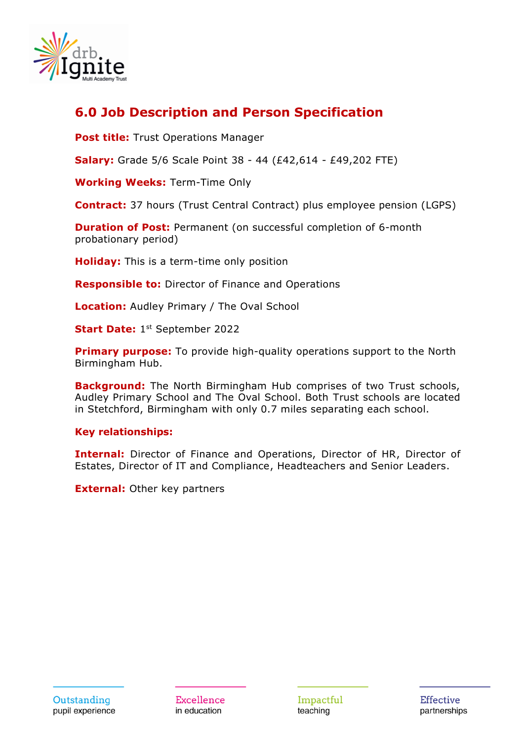## 6.0 Job Description and Person Specification

**Post title:** Trust Operations Manager

**Salary:** Grade 5/6 Scale Point 38 - 44 (£42,614 - £49,202 FTE)

**Working Weeks:** Term-Time Only

**Contract:** 37 hours (Trust Central Contract) plus employee pension (LGPS)

**Duration of Post:** Permanent (on successful completion of 6-month probationary period)

**Holiday:** This is a term-time only position

**Responsible to:** Director of Finance and Operations

**Location:** Audley Primary / The Oval School

**Start Date:** 1st September 2022

**Primary purpose:** To provide high-quality operations support to the North Birmingham Hub.

**Background:** The North Birmingham Hub comprises of two Trust schools, Audley Primary School and The Oval School. Both Trust schools are located in Stetchford, Birmingham with only 0.7 miles separating each school.

**Key relationships:**

**Internal:** Director of Finance and Operations, Director of HR, Director of Estates, Director of IT and Compliance, Headteachers and Senior Leaders.

**External:** Other key partners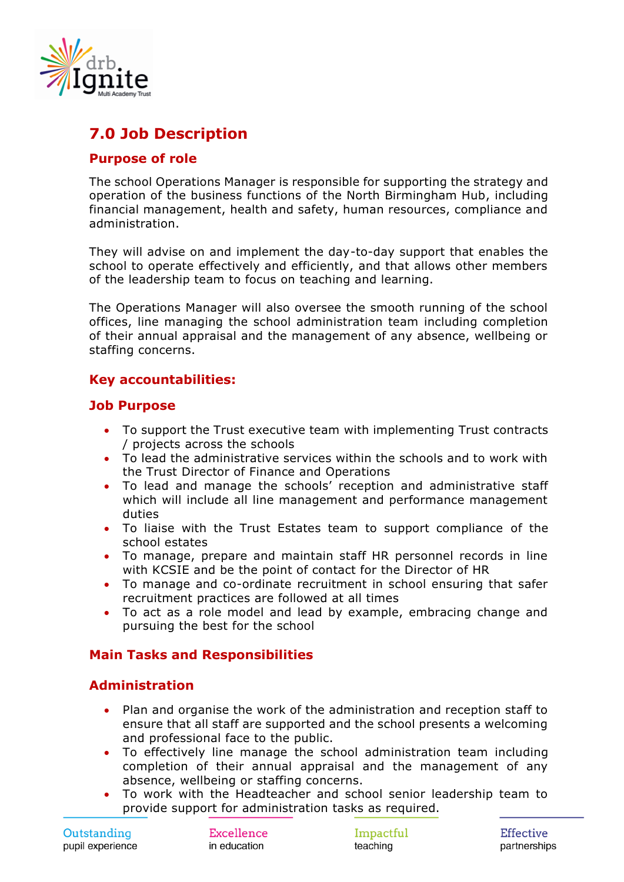## 7.0 Job Description

### Purpose of role

The school Operations Manager is responsible for supporting the strategy and operation of the business functions of the North Birmingham Hub, including financial management, health and safety, human resources, compliance and administration.

They will advise on and implement the day-to-day support that enables the school to operate effectively and efficiently, and that allows other members of the leadership team to focus on teaching and learning.

The Operations Manager will also oversee the smooth running of the school offices, line managing the school administration team including completion of their annual appraisal and the management of any absence, wellbeing or staffing concerns.

### Key accountabilities:

### Job Purpose

- To support the Trust executive team with implementing Trust contracts / projects across the schools
- To lead the administrative services within the schools and to work with the Trust Director of Finance and Operations
- To lead and manage the schools' reception and administrative staff which will include all line management and performance management duties
- To liaise with the Trust Estates team to support compliance of the school estates
- To manage, prepare and maintain staff HR personnel records in line with KCSIE and be the point of contact for the Director of HR
- To manage and co-ordinate recruitment in school ensuring that safer recruitment practices are followed at all times
- To act as a role model and lead by example, embracing change and pursuing the best for the school

### Main Tasks and Responsibilities

### Administration

- Plan and organise the work of the administration and reception staff to ensure that all staff are supported and the school presents a welcoming and professional face to the public.
- To effectively line manage the school administration team including completion of their annual appraisal and the management of any absence, wellbeing or staffing concerns.
- To work with the Headteacher and school senior leadership team to provide support for administration tasks as required.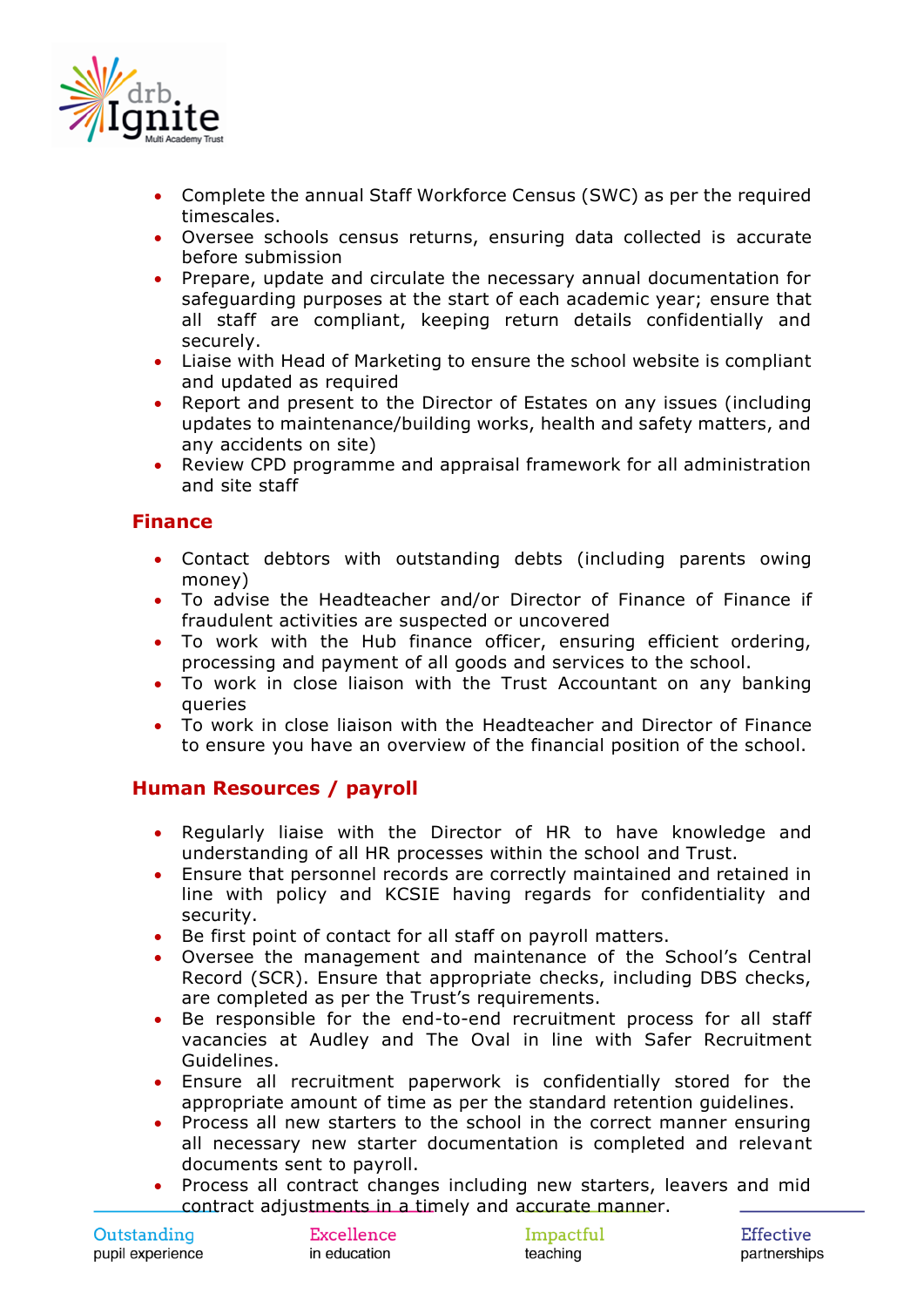- Complete the annual Staff Workforce Census (SWC) as per the required timescales.
- Oversee schools census returns, ensuring data collected is accurate before submission
- Prepare, update and circulate the necessary annual documentation for safeguarding purposes at the start of each academic year; ensure that all staff are compliant, keeping return details confidentially and securely.
- Liaise with Head of Marketing to ensure the school website is compliant and updated as required
- Report and present to the Director of Estates on any issues (including updates to maintenance/building works, health and safety matters, and any accidents on site)
- Review CPD programme and appraisal framework for all administration and site staff

## Finance

- Contact debtors with outstanding debts (including parents owing money)
- To advise the Headteacher and/or Director of Finance of Finance if fraudulent activities are suspected or uncovered
- To work with the Hub finance officer, ensuring efficient ordering, processing and payment of all goods and services to the school.
- To work in close liaison with the Trust Accountant on any banking queries
- To work in close liaison with the Headteacher and Director of Finance to ensure you have an overview of the financial position of the school.

## Human Resources / payroll

- Regularly liaise with the Director of HR to have knowledge and understanding of all HR processes within the school and Trust.
- Ensure that personnel records are correctly maintained and retained in line with policy and KCSIE having regards for confidentiality and security.
- Be first point of contact for all staff on payroll matters.
- Oversee the management and maintenance of the School's Central Record (SCR). Ensure that appropriate checks, including DBS checks, are completed as per the Trust's requirements.
- Be responsible for the end-to-end recruitment process for all staff vacancies at Audley and The Oval in line with Safer Recruitment Guidelines.
- Ensure all recruitment paperwork is confidentially stored for the appropriate amount of time as per the standard retention guidelines.
- Process all new starters to the school in the correct manner ensuring all necessary new starter documentation is completed and relevant documents sent to payroll.
- Process all contract changes including new starters, leavers and mid contract adjustments in a timely and accurate manner.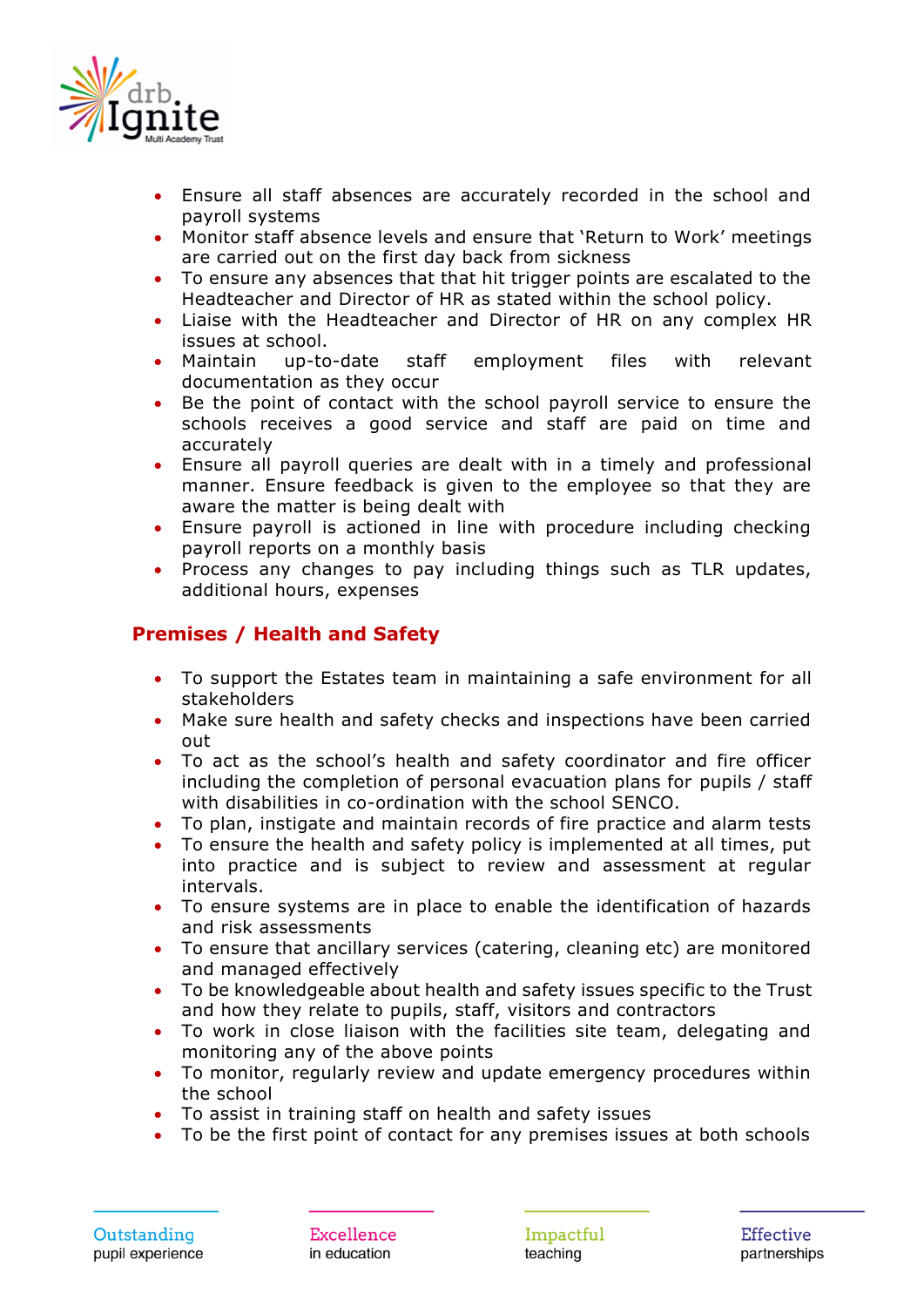- Ensure all staff absences are accurately recorded in the school and payroll systems
- Monitor staff absence levels and ensure that 'Return to Work' meetings are carried out on the first day back from sickness
- To ensure any absences that that hit trigger points are escalated to the Headteacher and Director of HR as stated within the school policy.
- Liaise with the Headteacher and Director of HR on any complex HR issues at school.
- Maintain up-to-date staff employment files with relevant documentation as they occur
- Be the point of contact with the school payroll service to ensure the schools receives a good service and staff are paid on time and accurately
- Ensure all payroll queries are dealt with in a timely and professional manner. Ensure feedback is given to the employee so that they are aware the matter is being dealt with
- Ensure payroll is actioned in line with procedure including checking payroll reports on a monthly basis
- Process any changes to pay including things such as TLR updates, additional hours, expenses

## Premises / Health and Safety

- To support the Estates team in maintaining a safe environment for all stakeholders
- Make sure health and safety checks and inspections have been carried out
- To act as the school's health and safety coordinator and fire officer including the completion of personal evacuation plans for pupils / staff with disabilities in co-ordination with the school SENCO.
- To plan, instigate and maintain records of fire practice and alarm tests
- To ensure the health and safety policy is implemented at all times, put into practice and is subject to review and assessment at regular intervals.
- To ensure systems are in place to enable the identification of hazards and risk assessments
- To ensure that ancillary services (catering, cleaning etc) are monitored and managed effectively
- To be knowledgeable about health and safety issues specific to the Trust and how they relate to pupils, staff, visitors and contractors
- To work in close liaison with the facilities site team, delegating and monitoring any of the above points
- To monitor, regularly review and update emergency procedures within the school
- To assist in training staff on health and safety issues
- To be the first point of contact for any premises issues at both schools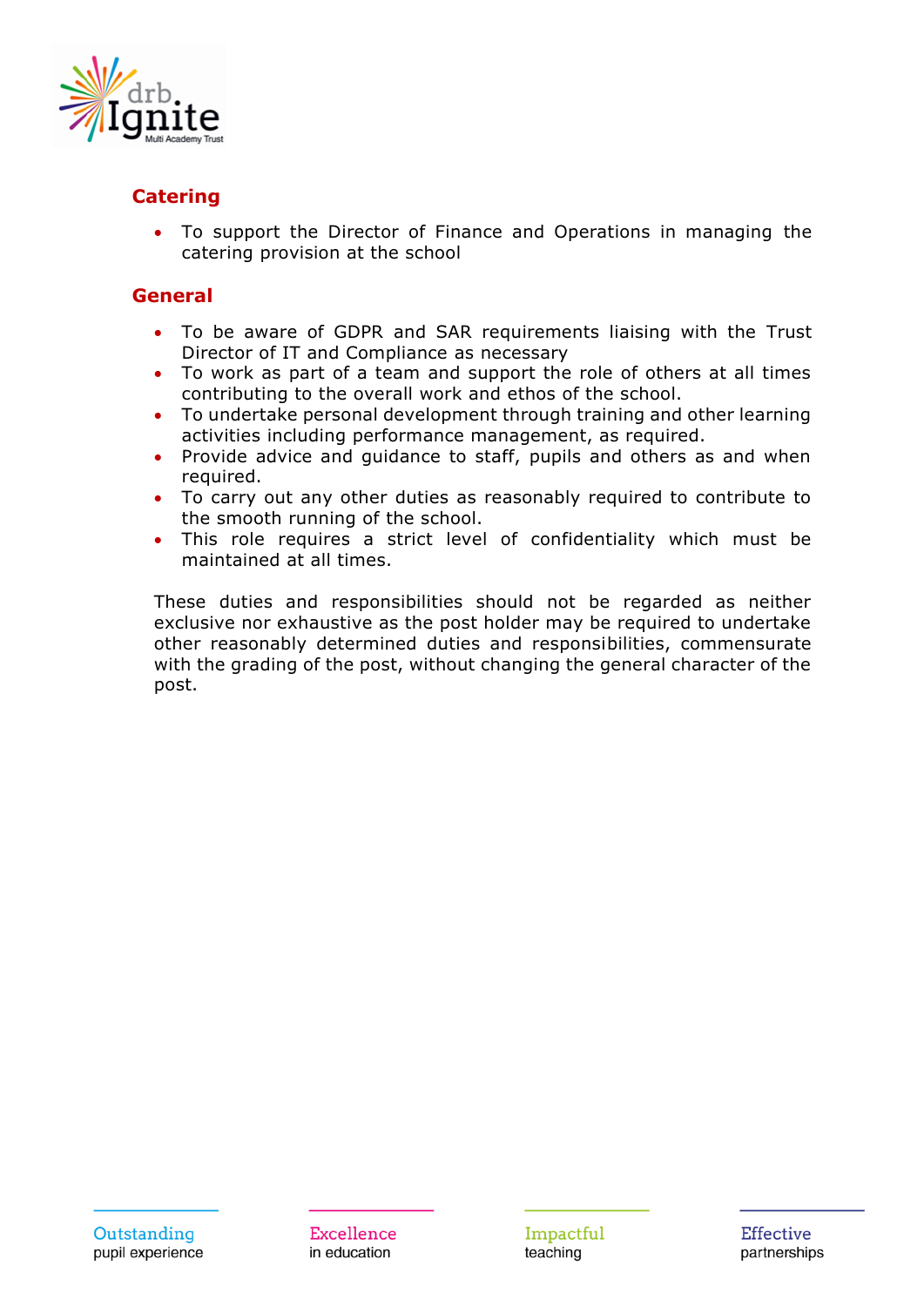## Catering

- To support the Director of Finance and Operations in managing the catering provision at the school

## General

- To be aware of GDPR and SAR requirements liaising with the Trust Director of IT and Compliance as necessary
- To work as part of a team and support the role of others at all times contributing to the overall work and ethos of the school.
- To undertake personal development through training and other learning activities including performance management, as required.
- Provide advice and guidance to staff, pupils and others as and when required.
- To carry out any other duties as reasonably required to contribute to the smooth running of the school.
- This role requires a strict level of confidentiality which must be maintained at all times.

These duties and responsibilities should not be regarded as neither exclusive nor exhaustive as the post holder may be required to undertake other reasonably determined duties and responsibilities, commensurate with the grading of the post, without changing the general character of the post.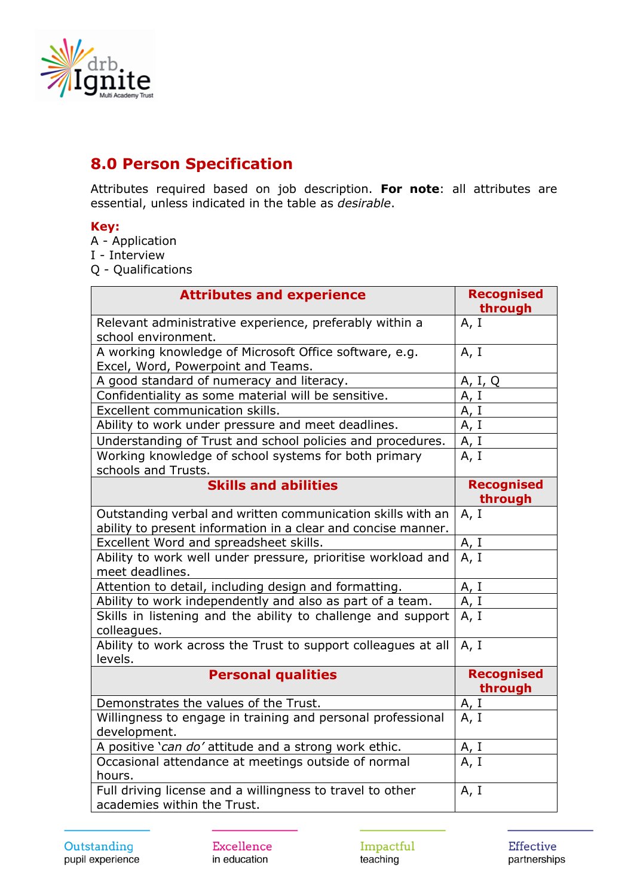## 8.0 Person Specification

Attributes required based on job description. **For note**: all attributes are essential, unless indicated in the table as *desirable*.

**Key:**
A - Application
I - Interview
Q - Qualifications

| Attributes and experience | Recognised through |
|---|---|
| Relevant administrative experience, preferably within a school environment. | A, I |
| A working knowledge of Microsoft Office software, e.g. Excel, Word, Powerpoint and Teams. | A, I |
| A good standard of numeracy and literacy. | A, I, Q |
| Confidentiality as some material will be sensitive. | A, I |
| Excellent communication skills. | A, I |
| Ability to work under pressure and meet deadlines. | A, I |
| Understanding of Trust and school policies and procedures. | A, I |
| Working knowledge of school systems for both primary schools and Trusts. | A, I |
| **Skills and abilities** | **Recognised through** |
| Outstanding verbal and written communication skills with an ability to present information in a clear and concise manner. | A, I |
| Excellent Word and spreadsheet skills. | A, I |
| Ability to work well under pressure, prioritise workload and meet deadlines. | A, I |
| Attention to detail, including design and formatting. | A, I |
| Ability to work independently and also as part of a team. | A, I |
| Skills in listening and the ability to challenge and support colleagues. | A, I |
| Ability to work across the Trust to support colleagues at all levels. | A, I |
| **Personal qualities** | **Recognised through** |
| Demonstrates the values of the Trust. | A, I |
| Willingness to engage in training and personal professional development. | A, I |
| A positive '*can do*' attitude and a strong work ethic. | A, I |
| Occasional attendance at meetings outside of normal hours. | A, I |
| Full driving license and a willingness to travel to other academies within the Trust. | A, I |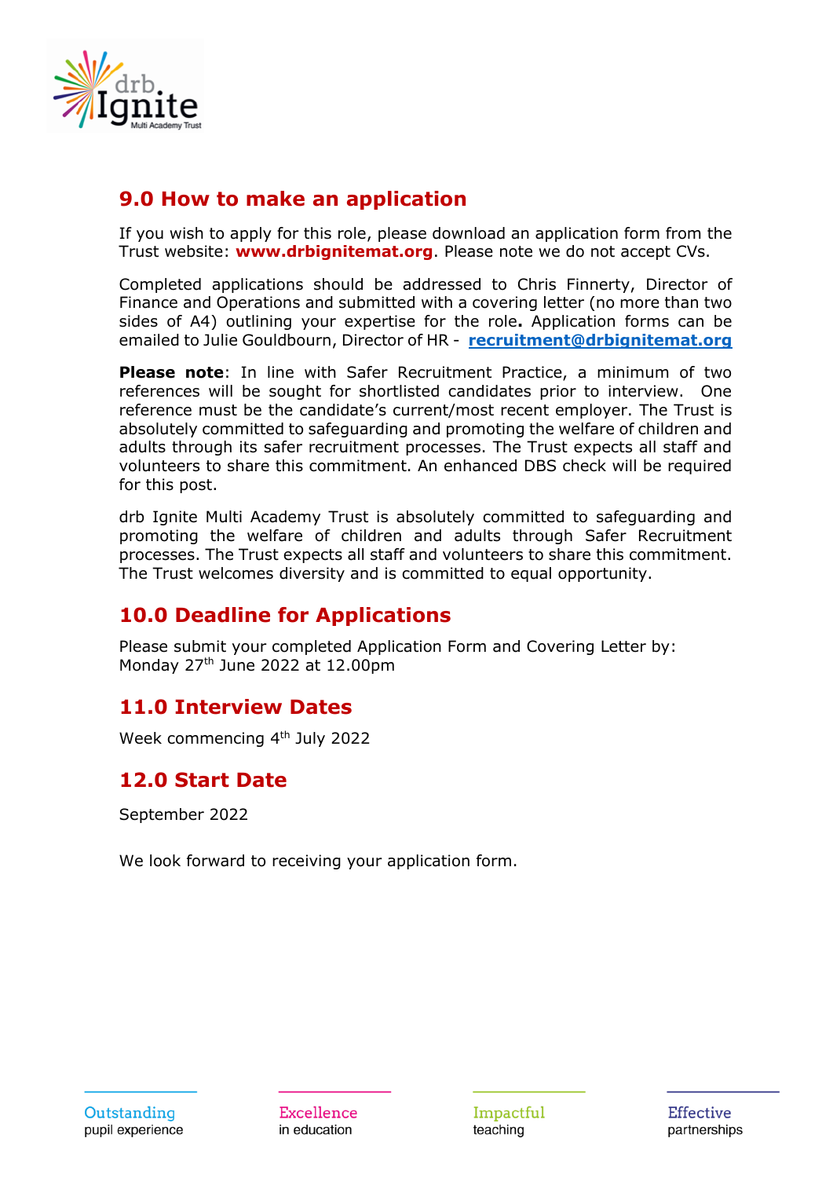## 9.0 How to make an application

If you wish to apply for this role, please download an application form from the Trust website: **www.drbignitemat.org**. Please note we do not accept CVs.

Completed applications should be addressed to Chris Finnerty, Director of Finance and Operations and submitted with a covering letter (no more than two sides of A4) outlining your expertise for the role**.** Application forms can be emailed to Julie Gouldbourn, Director of HR - **recruitment@drbignitemat.org**

**Please note**: In line with Safer Recruitment Practice, a minimum of two references will be sought for shortlisted candidates prior to interview. One reference must be the candidate's current/most recent employer. The Trust is absolutely committed to safeguarding and promoting the welfare of children and adults through its safer recruitment processes. The Trust expects all staff and volunteers to share this commitment. An enhanced DBS check will be required for this post.

drb Ignite Multi Academy Trust is absolutely committed to safeguarding and promoting the welfare of children and adults through Safer Recruitment processes. The Trust expects all staff and volunteers to share this commitment. The Trust welcomes diversity and is committed to equal opportunity.

## 10.0 Deadline for Applications

Please submit your completed Application Form and Covering Letter by:
Monday 27th June 2022 at 12.00pm

## 11.0 Interview Dates

Week commencing 4th July 2022

## 12.0 Start Date

September 2022

We look forward to receiving your application form.